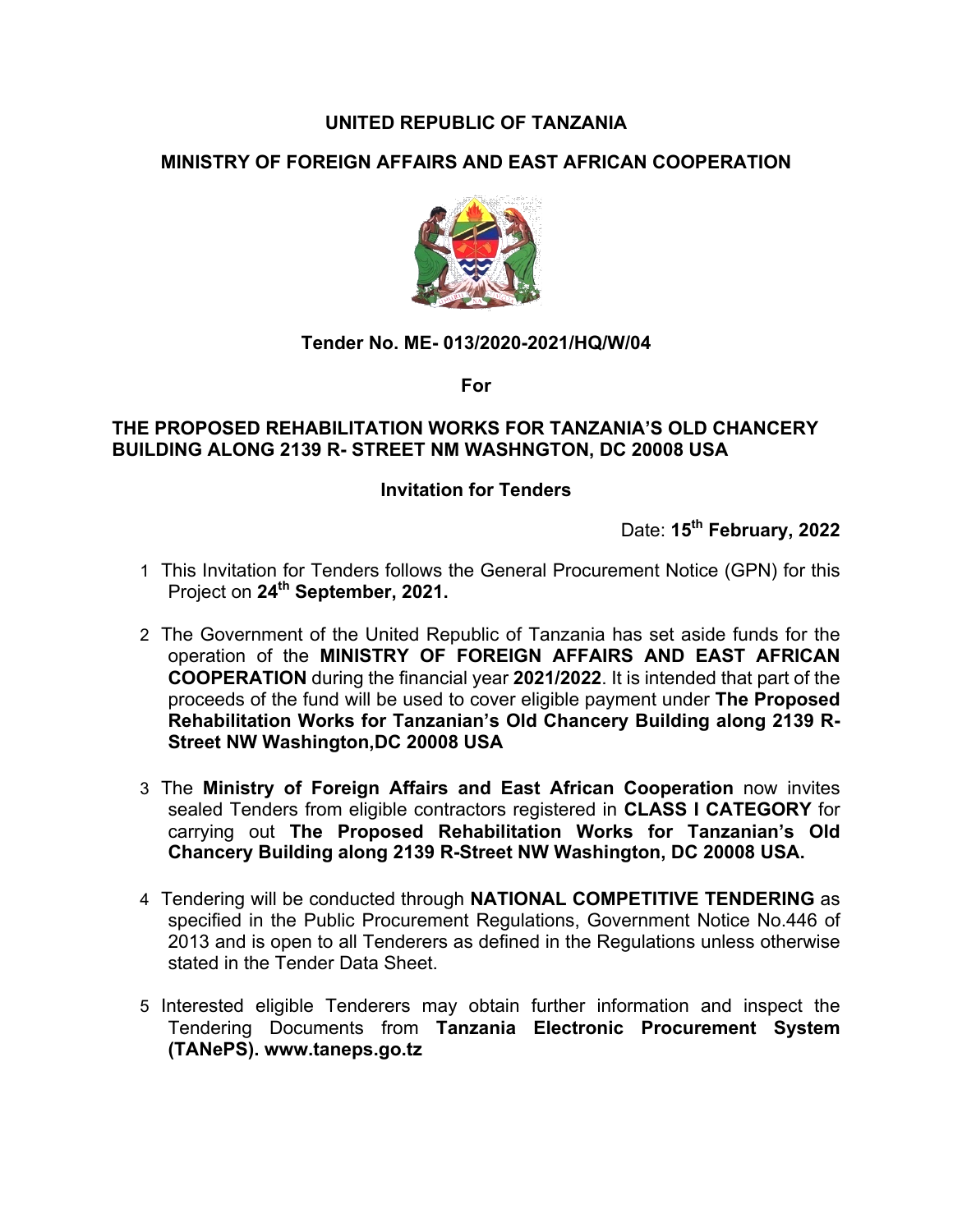# UNITED REPUBLIC OF TANZANIA

## MINISTRY OF FOREIGN AFFAIRS AND EAST AFRICAN COOPERATION

**Tender No. ME- 013/2020-2021/HQ/W/04**

**For**

**THE PROPOSED REHABILITATION WORKS FOR TANZANIA'S OLD CHANCERY BUILDING ALONG 2139 R- STREET NM WASHNGTON, DC 20008 USA**

**Invitation for Tenders**

Date: **15th February, 2022**

1. This Invitation for Tenders follows the General Procurement Notice (GPN) for this Project on **24th September, 2021.**

2. The Government of the United Republic of Tanzania has set aside funds for the operation of the **MINISTRY OF FOREIGN AFFAIRS AND EAST AFRICAN COOPERATION** during the financial year **2021/2022**. It is intended that part of the proceeds of the fund will be used to cover eligible payment under **The Proposed Rehabilitation Works for Tanzanian's Old Chancery Building along 2139 R-Street NW Washington,DC 20008 USA**

3. The **Ministry of Foreign Affairs and East African Cooperation** now invites sealed Tenders from eligible contractors registered in **CLASS I CATEGORY** for carrying out **The Proposed Rehabilitation Works for Tanzanian's Old Chancery Building along 2139 R-Street NW Washington, DC 20008 USA.**

4. Tendering will be conducted through **NATIONAL COMPETITIVE TENDERING** as specified in the Public Procurement Regulations, Government Notice No.446 of 2013 and is open to all Tenderers as defined in the Regulations unless otherwise stated in the Tender Data Sheet.

5. Interested eligible Tenderers may obtain further information and inspect the Tendering Documents from **Tanzania Electronic Procurement System (TANePS). www.taneps.go.tz**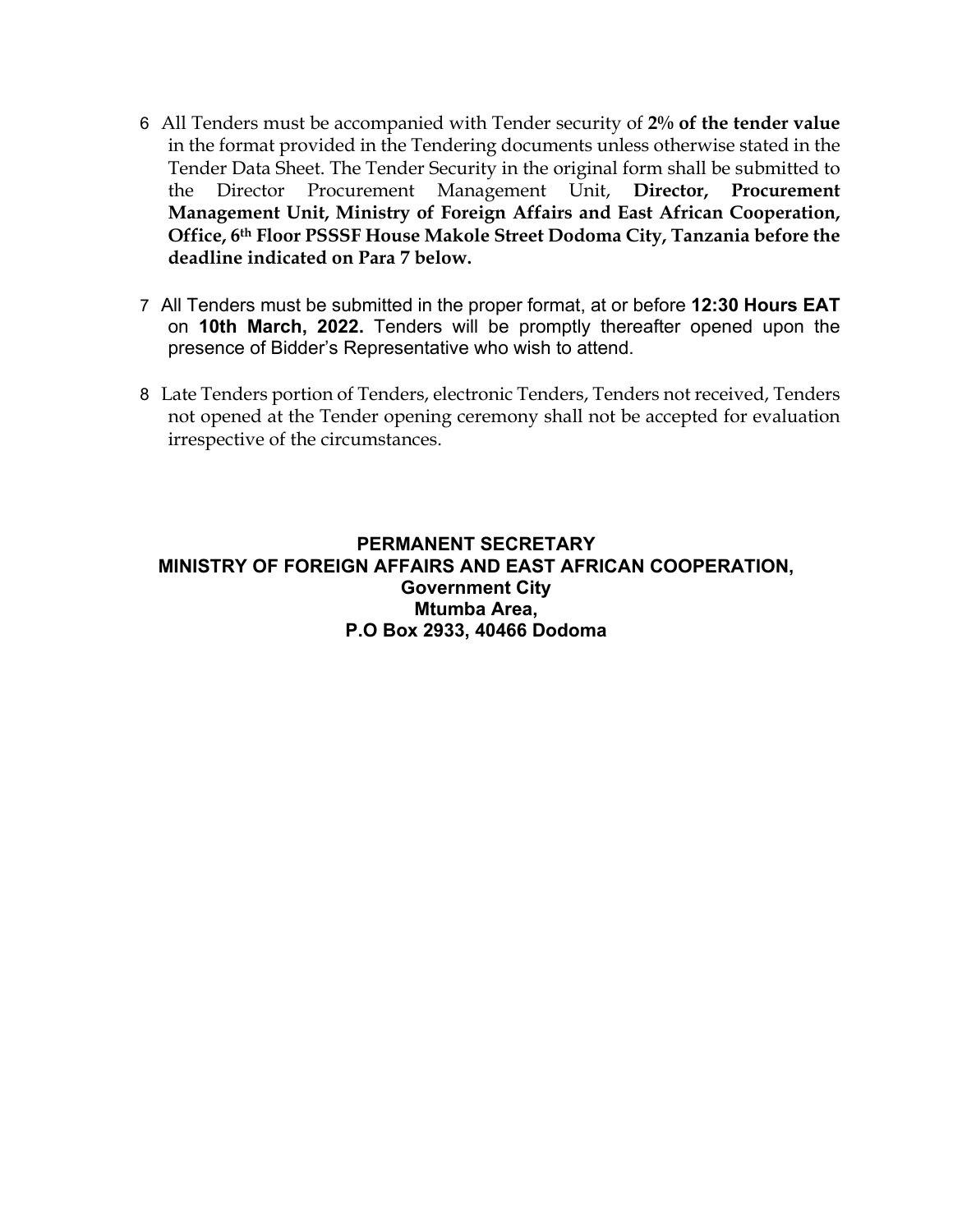6. All Tenders must be accompanied with Tender security of **2% of the tender value** in the format provided in the Tendering documents unless otherwise stated in the Tender Data Sheet. The Tender Security in the original form shall be submitted to the Director Procurement Management Unit, **Director, Procurement Management Unit, Ministry of Foreign Affairs and East African Cooperation, Office, 6th Floor PSSSF House Makole Street Dodoma City, Tanzania before the deadline indicated on Para 7 below.**

7. All Tenders must be submitted in the proper format, at or before **12:30 Hours EAT** on **10th March, 2022.** Tenders will be promptly thereafter opened upon the presence of Bidder's Representative who wish to attend.

8. Late Tenders portion of Tenders, electronic Tenders, Tenders not received, Tenders not opened at the Tender opening ceremony shall not be accepted for evaluation irrespective of the circumstances.

**PERMANENT SECRETARY**
**MINISTRY OF FOREIGN AFFAIRS AND EAST AFRICAN COOPERATION,**
**Government City**
**Mtumba Area,**
**P.O Box 2933, 40466 Dodoma**